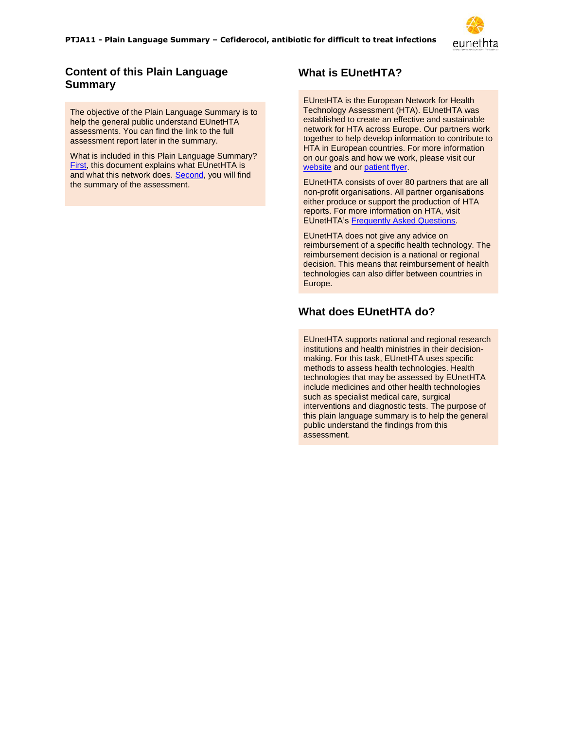## Content of this Plain Language Summary

The objective of the Plain Language Summary is to help the general public understand EUnetHTA assessments. You can find the link to the full assessment report later in the summary.

What is included in this Plain Language Summary? First, this document explains what EUnetHTA is and what this network does. Second, you will find the summary of the assessment.

## What is EUnetHTA?

EUnetHTA is the European Network for Health Technology Assessment (HTA). EUnetHTA was established to create an effective and sustainable network for HTA across Europe. Our partners work together to help develop information to contribute to HTA in European countries. For more information on our goals and how we work, please visit our website and our patient flyer.

EUnetHTA consists of over 80 partners that are all non-profit organisations. All partner organisations either produce or support the production of HTA reports. For more information on HTA, visit EUnetHTA's Frequently Asked Questions.

EUnetHTA does not give any advice on reimbursement of a specific health technology. The reimbursement decision is a national or regional decision. This means that reimbursement of health technologies can also differ between countries in Europe.

## What does EUnetHTA do?

EUnetHTA supports national and regional research institutions and health ministries in their decision-making. For this task, EUnetHTA uses specific methods to assess health technologies. Health technologies that may be assessed by EUnetHTA include medicines and other health technologies such as specialist medical care, surgical interventions and diagnostic tests. The purpose of this plain language summary is to help the general public understand the findings from this assessment.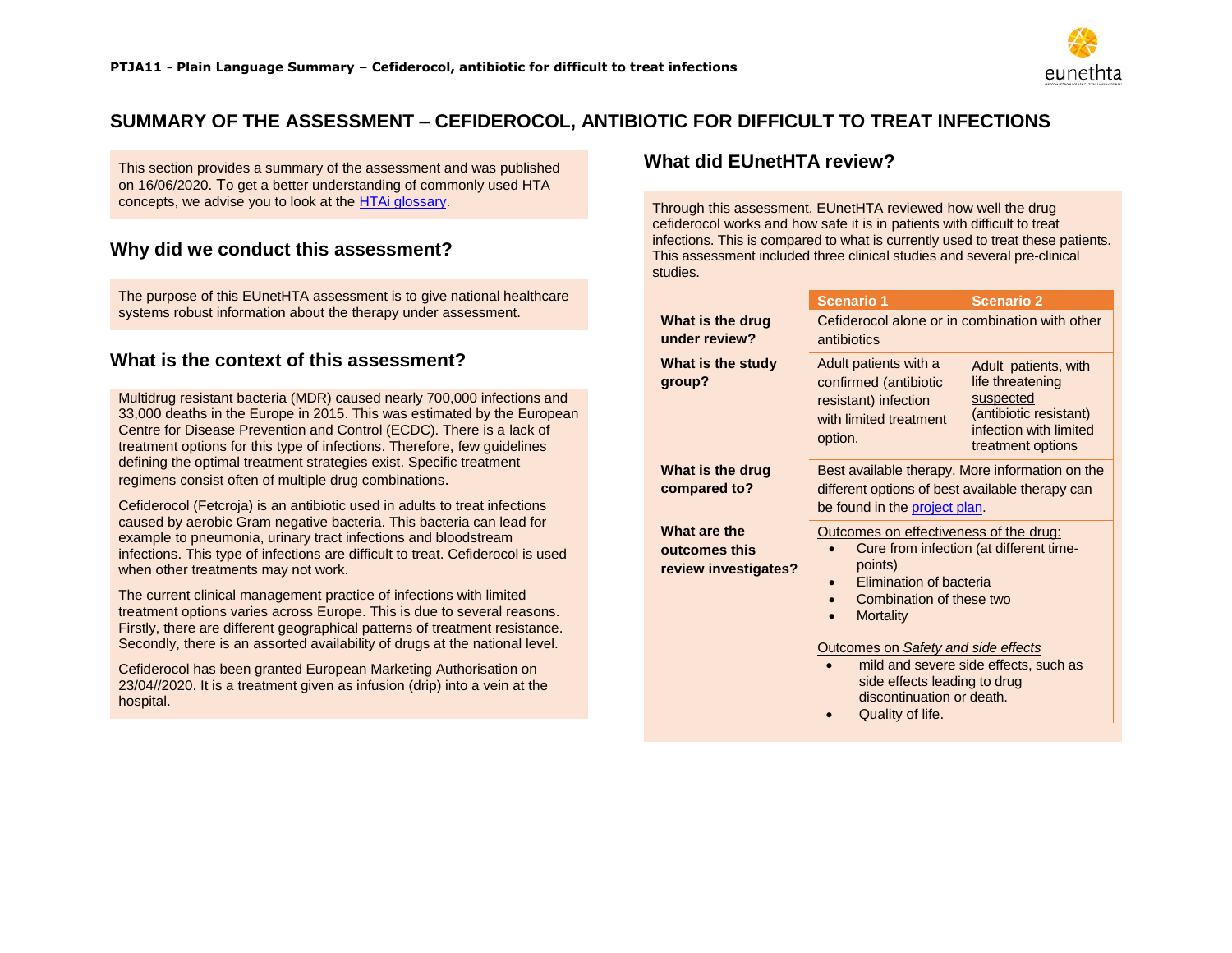## SUMMARY OF THE ASSESSMENT – CEFIDEROCOL, ANTIBIOTIC FOR DIFFICULT TO TREAT INFECTIONS

This section provides a summary of the assessment and was published on 16/06/2020. To get a better understanding of commonly used HTA concepts, we advise you to look at the [HTAi glossary](https://htaglossary.net).

### Why did we conduct this assessment?

The purpose of this EUnetHTA assessment is to give national healthcare systems robust information about the therapy under assessment.

### What is the context of this assessment?

Multidrug resistant bacteria (MDR) caused nearly 700,000 infections and 33,000 deaths in the Europe in 2015. This was estimated by the European Centre for Disease Prevention and Control (ECDC). There is a lack of treatment options for this type of infections. Therefore, few guidelines defining the optimal treatment strategies exist. Specific treatment regimens consist often of multiple drug combinations.

Cefiderocol (Fetcroja) is an antibiotic used in adults to treat infections caused by aerobic Gram negative bacteria. This bacteria can lead for example to pneumonia, urinary tract infections and bloodstream infections. This type of infections are difficult to treat. Cefiderocol is used when other treatments may not work.

The current clinical management practice of infections with limited treatment options varies across Europe. This is due to several reasons. Firstly, there are different geographical patterns of treatment resistance. Secondly, there is an assorted availability of drugs at the national level.

Cefiderocol has been granted European Marketing Authorisation on 23/04//2020. It is a treatment given as infusion (drip) into a vein at the hospital.

### What did EUnetHTA review?

Through this assessment, EUnetHTA reviewed how well the drug cefiderocol works and how safe it is in patients with difficult to treat infections. This is compared to what is currently used to treat these patients. This assessment included three clinical studies and several pre-clinical studies.

| | Scenario 1 | Scenario 2 |
|---|---|---|
| **What is the drug under review?** | Cefiderocol alone or in combination with other antibiotics | |
| **What is the study group?** | Adult patients with a confirmed (antibiotic resistant) infection with limited treatment option. | Adult patients, with life threatening suspected (antibiotic resistant) infection with limited treatment options |
| **What is the drug compared to?** | Best available therapy. More information on the different options of best available therapy can be found in the project plan. | |
| **What are the outcomes this review investigates?** | Outcomes on effectiveness of the drug:<br>• Cure from infection (at different time-points)<br>• Elimination of bacteria<br>• Combination of these two<br>• Mortality<br><br>Outcomes on *Safety and side effects*<br>• mild and severe side effects, such as side effects leading to drug discontinuation or death.<br>• Quality of life. | |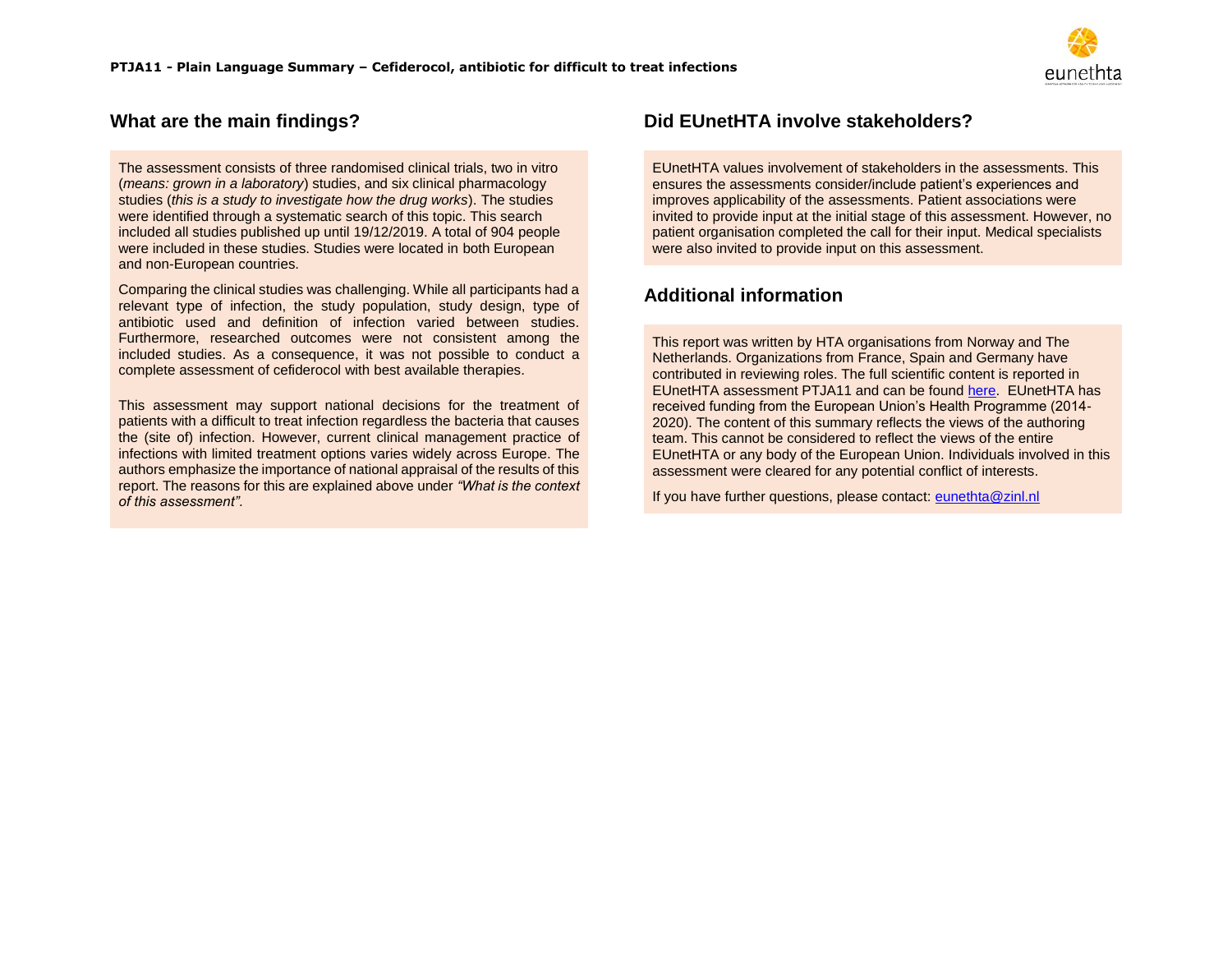## What are the main findings?

The assessment consists of three randomised clinical trials, two in vitro (*means: grown in a laboratory*) studies, and six clinical pharmacology studies (*this is a study to investigate how the drug works*). The studies were identified through a systematic search of this topic. This search included all studies published up until 19/12/2019. A total of 904 people were included in these studies. Studies were located in both European and non-European countries.

Comparing the clinical studies was challenging. While all participants had a relevant type of infection, the study population, study design, type of antibiotic used and definition of infection varied between studies. Furthermore, researched outcomes were not consistent among the included studies. As a consequence, it was not possible to conduct a complete assessment of cefiderocol with best available therapies.

This assessment may support national decisions for the treatment of patients with a difficult to treat infection regardless the bacteria that causes the (site of) infection. However, current clinical management practice of infections with limited treatment options varies widely across Europe. The authors emphasize the importance of national appraisal of the results of this report. The reasons for this are explained above under *"What is the context of this assessment"*.

## Did EUnetHTA involve stakeholders?

EUnetHTA values involvement of stakeholders in the assessments. This ensures the assessments consider/include patient's experiences and improves applicability of the assessments. Patient associations were invited to provide input at the initial stage of this assessment. However, no patient organisation completed the call for their input. Medical specialists were also invited to provide input on this assessment.

## Additional information

This report was written by HTA organisations from Norway and The Netherlands. Organizations from France, Spain and Germany have contributed in reviewing roles. The full scientific content is reported in EUnetHTA assessment PTJA11 and can be found here. EUnetHTA has received funding from the European Union's Health Programme (2014-2020). The content of this summary reflects the views of the authoring team. This cannot be considered to reflect the views of the entire EUnetHTA or any body of the European Union. Individuals involved in this assessment were cleared for any potential conflict of interests.

If you have further questions, please contact: eunethta@zinl.nl